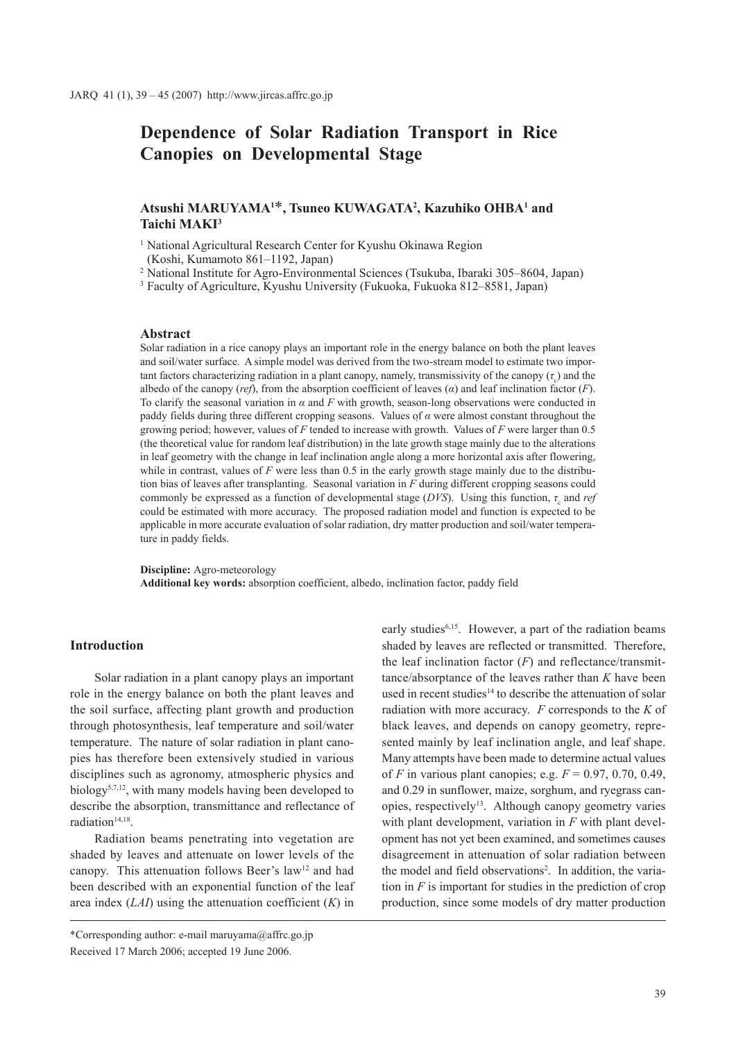# Dependence of Solar Radiation Transport in Rice Canopies on Developmental Stage

**Atsushi MARUYAMA[1]*, Tsuneo KUWAGATA[2], Kazuhiko OHBA[1] and Taichi MAKI[3]**

[1] National Agricultural Research Center for Kyushu Okinawa Region (Koshi, Kumamoto 861–1192, Japan)

[2] National Institute for Agro-Environmental Sciences (Tsukuba, Ibaraki 305–8604, Japan)

[3] Faculty of Agriculture, Kyushu University (Fukuoka, Fukuoka 812–8581, Japan)

## Abstract

Solar radiation in a rice canopy plays an important role in the energy balance on both the plant leaves and soil/water surface. A simple model was derived from the two-stream model to estimate two important factors characterizing radiation in a plant canopy, namely, transmissivity of the canopy ($\tau_c$) and the albedo of the canopy (*ref*), from the absorption coefficient of leaves ($\alpha$) and leaf inclination factor ($F$). To clarify the seasonal variation in $\alpha$ and $F$ with growth, season-long observations were conducted in paddy fields during three different cropping seasons. Values of $\alpha$ were almost constant throughout the growing period; however, values of $F$ tended to increase with growth. Values of $F$ were larger than 0.5 (the theoretical value for random leaf distribution) in the late growth stage mainly due to the alterations in leaf geometry with the change in leaf inclination angle along a more horizontal axis after flowering, while in contrast, values of $F$ were less than 0.5 in the early growth stage mainly due to the distribution bias of leaves after transplanting. Seasonal variation in $F$ during different cropping seasons could commonly be expressed as a function of developmental stage (*DVS*). Using this function, $\tau_c$ and *ref* could be estimated with more accuracy. The proposed radiation model and function is expected to be applicable in more accurate evaluation of solar radiation, dry matter production and soil/water temperature in paddy fields.

**Discipline:** Agro-meteorology
**Additional key words:** absorption coefficient, albedo, inclination factor, paddy field

## Introduction

Solar radiation in a plant canopy plays an important role in the energy balance on both the plant leaves and the soil surface, affecting plant growth and production through photosynthesis, leaf temperature and soil/water temperature. The nature of solar radiation in plant canopies has therefore been extensively studied in various disciplines such as agronomy, atmospheric physics and biology[5,7,12], with many models having been developed to describe the absorption, transmittance and reflectance of radiation[14,18].

Radiation beams penetrating into vegetation are shaded by leaves and attenuate on lower levels of the canopy. This attenuation follows Beer's law[12] and had been described with an exponential function of the leaf area index (*LAI*) using the attenuation coefficient ($K$) in early studies[6,15]. However, a part of the radiation beams shaded by leaves are reflected or transmitted. Therefore, the leaf inclination factor ($F$) and reflectance/transmittance/absorptance of the leaves rather than $K$ have been used in recent studies[14] to describe the attenuation of solar radiation with more accuracy. $F$ corresponds to the $K$ of black leaves, and depends on canopy geometry, represented mainly by leaf inclination angle, and leaf shape. Many attempts have been made to determine actual values of $F$ in various plant canopies; e.g. $F$ = 0.97, 0.70, 0.49, and 0.29 in sunflower, maize, sorghum, and ryegrass canopies, respectively[13]. Although canopy geometry varies with plant development, variation in $F$ with plant development has not yet been examined, and sometimes causes disagreement in attenuation of solar radiation between the model and field observations[2]. In addition, the variation in $F$ is important for studies in the prediction of crop production, since some models of dry matter production

*Corresponding author: e-mail maruyama@affrc.go.jp
Received 17 March 2006; accepted 19 June 2006.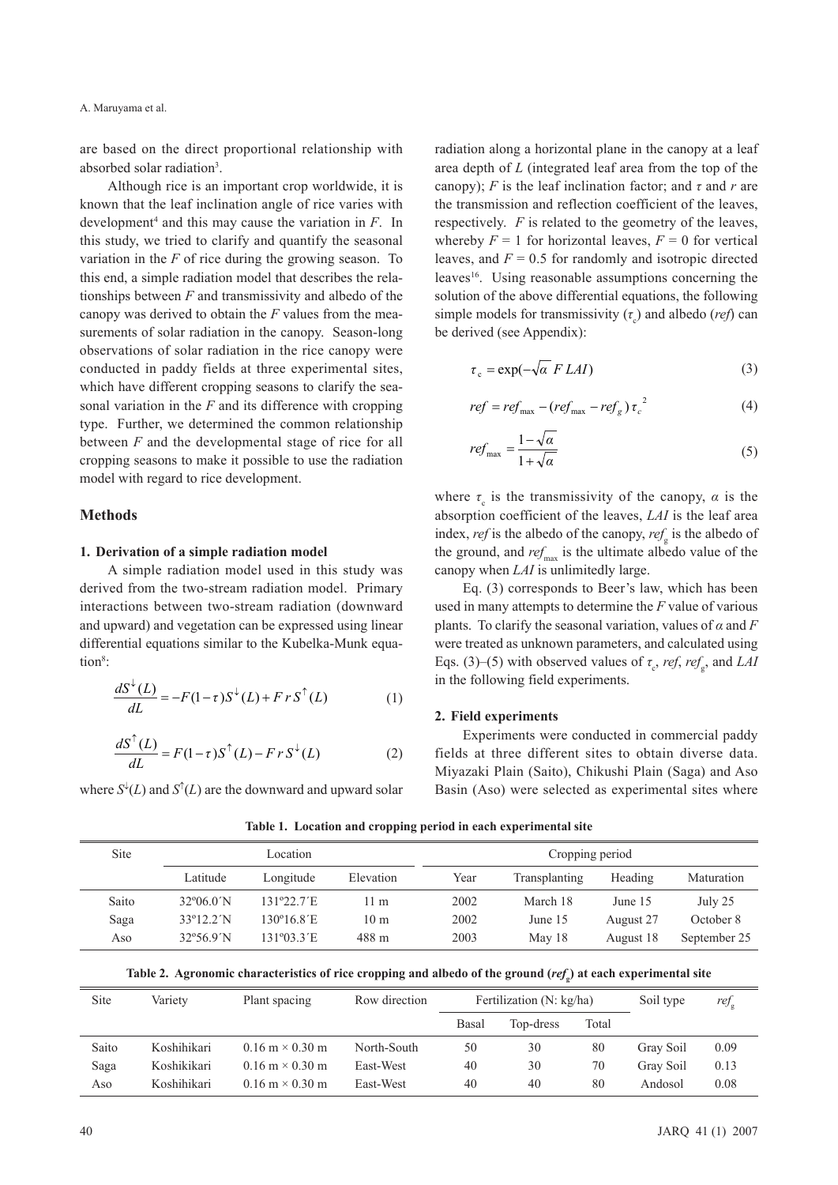are based on the direct proportional relationship with absorbed solar radiation[3].

Although rice is an important crop worldwide, it is known that the leaf inclination angle of rice varies with development[4] and this may cause the variation in $F$. In this study, we tried to clarify and quantify the seasonal variation in the $F$ of rice during the growing season. To this end, a simple radiation model that describes the relationships between $F$ and transmissivity and albedo of the canopy was derived to obtain the $F$ values from the measurements of solar radiation in the canopy. Season-long observations of solar radiation in the rice canopy were conducted in paddy fields at three experimental sites, which have different cropping seasons to clarify the seasonal variation in the $F$ and its difference with cropping type. Further, we determined the common relationship between $F$ and the developmental stage of rice for all cropping seasons to make it possible to use the radiation model with regard to rice development.

## Methods

### 1. Derivation of a simple radiation model

A simple radiation model used in this study was derived from the two-stream radiation model. Primary interactions between two-stream radiation (downward and upward) and vegetation can be expressed using linear differential equations similar to the Kubelka-Munk equation[8]:

$$\frac{dS^{\downarrow}(L)}{dL} = -F(1-\tau)S^{\downarrow}(L) + F\,r\,S^{\uparrow}(L) \tag{1}$$

$$\frac{dS^{\uparrow}(L)}{dL} = F(1-\tau)S^{\uparrow}(L) - F\,r\,S^{\downarrow}(L) \tag{2}$$

where $S^{\downarrow}(L)$ and $S^{\uparrow}(L)$ are the downward and upward solar radiation along a horizontal plane in the canopy at a leaf area depth of $L$ (integrated leaf area from the top of the canopy); $F$ is the leaf inclination factor; and $\tau$ and $r$ are the transmission and reflection coefficient of the leaves, respectively. $F$ is related to the geometry of the leaves, whereby $F = 1$ for horizontal leaves, $F = 0$ for vertical leaves, and $F = 0.5$ for randomly and isotropic directed leaves[16]. Using reasonable assumptions concerning the solution of the above differential equations, the following simple models for transmissivity ($\tau_c$) and albedo ($ref$) can be derived (see Appendix):

$$\tau_c = \exp(-\sqrt{\alpha}\ F\ LAI) \tag{3}$$

$$ref = ref_{max} - (ref_{max} - ref_g)\,\tau_c^{\ 2} \tag{4}$$

$$ref_{max} = \frac{1-\sqrt{\alpha}}{1+\sqrt{\alpha}} \tag{5}$$

where $\tau_c$ is the transmissivity of the canopy, $\alpha$ is the absorption coefficient of the leaves, $LAI$ is the leaf area index, $ref$ is the albedo of the canopy, $ref_g$ is the albedo of the ground, and $ref_{max}$ is the ultimate albedo value of the canopy when $LAI$ is unlimitedly large.

Eq. (3) corresponds to Beer's law, which has been used in many attempts to determine the $F$ value of various plants. To clarify the seasonal variation, values of $\alpha$ and $F$ were treated as unknown parameters, and calculated using Eqs. (3)–(5) with observed values of $\tau_c$, $ref$, $ref_g$, and $LAI$ in the following field experiments.

### 2. Field experiments

Experiments were conducted in commercial paddy fields at three different sites to obtain diverse data. Miyazaki Plain (Saito), Chikushi Plain (Saga) and Aso Basin (Aso) were selected as experimental sites where

**Table 1. Location and cropping period in each experimental site**

| Site | Location | | | Cropping period | | | |
|---|---|---|---|---|---|---|---|
| | Latitude | Longitude | Elevation | Year | Transplanting | Heading | Maturation |
| Saito | 32º06.0´N | 131º22.7´E | 11 m | 2002 | March 18 | June 15 | July 25 |
| Saga | 33º12.2´N | 130º16.8´E | 10 m | 2002 | June 15 | August 27 | October 8 |
| Aso | 32º56.9´N | 131º03.3´E | 488 m | 2003 | May 18 | August 18 | September 25 |

**Table 2. Agronomic characteristics of rice cropping and albedo of the ground ($ref_g$) at each experimental site**

| Site | Variety | Plant spacing | Row direction | Fertilization (N: kg/ha) | | | Soil type | $ref_g$ |
|---|---|---|---|---|---|---|---|---|
| | | | | Basal | Top-dress | Total | | |
| Saito | Koshihikari | 0.16 m × 0.30 m | North-South | 50 | 30 | 80 | Gray Soil | 0.09 |
| Saga | Koshikikari | 0.16 m × 0.30 m | East-West | 40 | 30 | 70 | Gray Soil | 0.13 |
| Aso | Koshihikari | 0.16 m × 0.30 m | East-West | 40 | 40 | 80 | Andosol | 0.08 |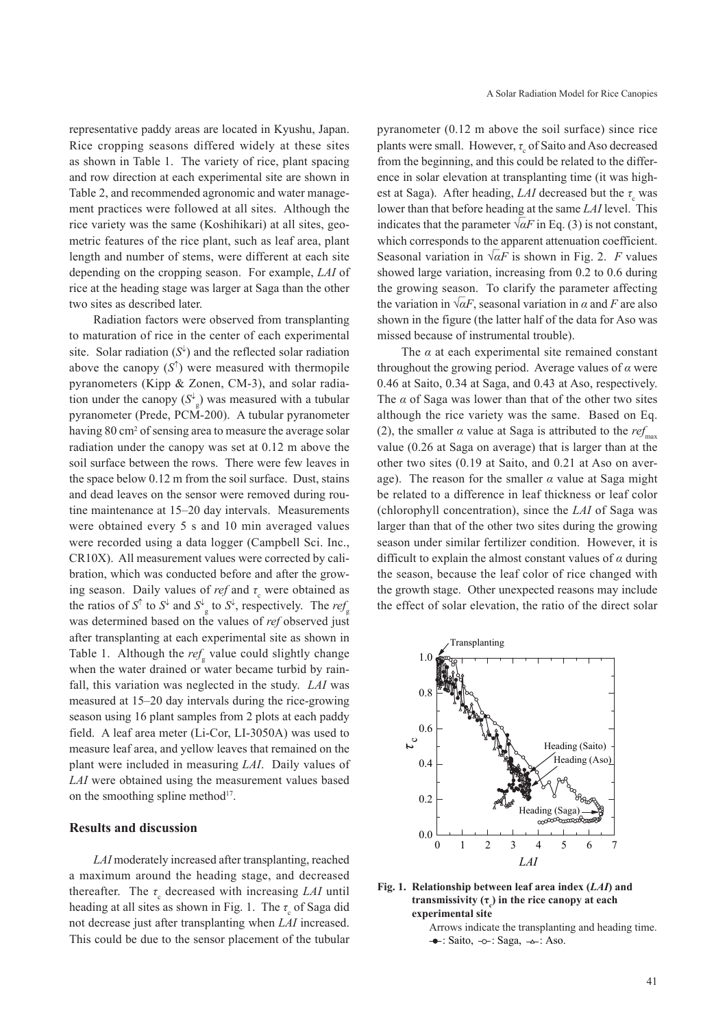representative paddy areas are located in Kyushu, Japan. Rice cropping seasons differed widely at these sites as shown in Table 1. The variety of rice, plant spacing and row direction at each experimental site are shown in Table 2, and recommended agronomic and water management practices were followed at all sites. Although the rice variety was the same (Koshihikari) at all sites, geometric features of the rice plant, such as leaf area, plant length and number of stems, were different at each site depending on the cropping season. For example, *LAI* of rice at the heading stage was larger at Saga than the other two sites as described later.

Radiation factors were observed from transplanting to maturation of rice in the center of each experimental site. Solar radiation ($S^{\downarrow}$) and the reflected solar radiation above the canopy ($S^{\uparrow}$) were measured with thermopile pyranometers (Kipp & Zonen, CM-3), and solar radiation under the canopy ($S^{\downarrow}_{g}$) was measured with a tubular pyranometer (Prede, PCM-200). A tubular pyranometer having 80 $cm^2$ of sensing area to measure the average solar radiation under the canopy was set at 0.12 m above the soil surface between the rows. There were few leaves in the space below 0.12 m from the soil surface. Dust, stains and dead leaves on the sensor were removed during routine maintenance at 15–20 day intervals. Measurements were obtained every 5 s and 10 min averaged values were recorded using a data logger (Campbell Sci. Inc., CR10X). All measurement values were corrected by calibration, which was conducted before and after the growing season. Daily values of *ref* and $\tau_c$ were obtained as the ratios of $S^{\uparrow}$ to $S^{\downarrow}$ and $S^{\downarrow}_{g}$ to $S^{\downarrow}$, respectively. The $ref_g$ was determined based on the values of *ref* observed just after transplanting at each experimental site as shown in Table 1. Although the $ref_g$ value could slightly change when the water drained or water became turbid by rainfall, this variation was neglected in the study. *LAI* was measured at 15–20 day intervals during the rice-growing season using 16 plant samples from 2 plots at each paddy field. A leaf area meter (Li-Cor, LI-3050A) was used to measure leaf area, and yellow leaves that remained on the plant were included in measuring *LAI*. Daily values of *LAI* were obtained using the measurement values based on the smoothing spline method[17].

## Results and discussion

*LAI* moderately increased after transplanting, reached a maximum around the heading stage, and decreased thereafter. The $\tau_c$ decreased with increasing *LAI* until heading at all sites as shown in Fig. 1. The $\tau_c$ of Saga did not decrease just after transplanting when *LAI* increased. This could be due to the sensor placement of the tubular pyranometer (0.12 m above the soil surface) since rice plants were small. However, $\tau_c$ of Saito and Aso decreased from the beginning, and this could be related to the difference in solar elevation at transplanting time (it was highest at Saga). After heading, *LAI* decreased but the $\tau_c$ was lower than that before heading at the same *LAI* level. This indicates that the parameter $\sqrt{\alpha}F$ in Eq. (3) is not constant, which corresponds to the apparent attenuation coefficient. Seasonal variation in $\sqrt{\alpha}F$ is shown in Fig. 2. *F* values showed large variation, increasing from 0.2 to 0.6 during the growing season. To clarify the parameter affecting the variation in $\sqrt{\alpha}F$, seasonal variation in $\alpha$ and *F* are also shown in the figure (the latter half of the data for Aso was missed because of instrumental trouble).

The $\alpha$ at each experimental site remained constant throughout the growing period. Average values for $\alpha$ were 0.46 at Saito, 0.34 at Saga, and 0.43 at Aso, respectively. The $\alpha$ of Saga was lower than that of the other two sites although the rice variety was the same. Based on Eq. (2), the smaller $\alpha$ value at Saga is attributed to the $ref_{max}$ value (0.26 at Saga on average) that is larger than at the other two sites (0.19 at Saito, and 0.21 at Aso on average). The reason for the smaller $\alpha$ value at Saga might be related to a difference in leaf thickness or leaf color (chlorophyll concentration), since the *LAI* of Saga was larger than that of the other two sites during the growing season under similar fertilizer condition. However, it is difficult to explain the almost constant values of $\alpha$ during the season, because the leaf color of rice changed with the growth stage. Other unexpected reasons may include the effect of solar elevation, the ratio of the direct solar

**Fig. 1. Relationship between leaf area index (*LAI*) and transmissivity ($\tau_c$) in the rice canopy at each experimental site**

Arrows indicate the transplanting and heading time. –●–: Saito, –○–: Saga, –△–: Aso.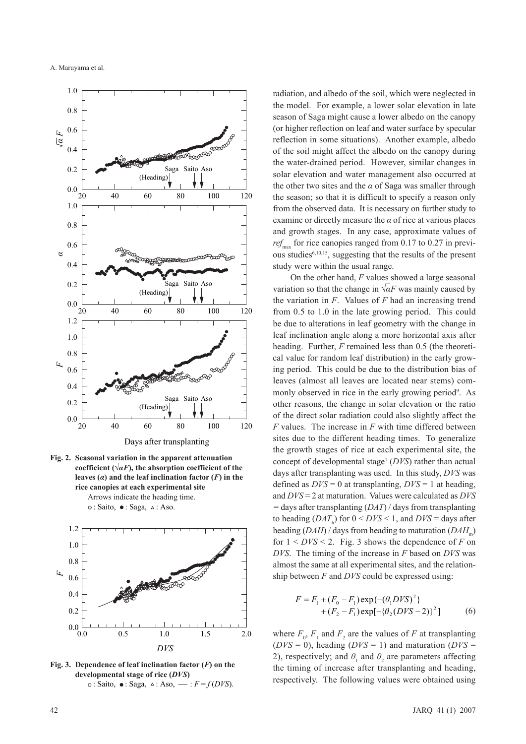**Fig. 2. Seasonal variation in the apparent attenuation coefficient ($\sqrt{\alpha}F$), the absorption coefficient of the leaves ($\alpha$) and the leaf inclination factor ($F$) in the rice canopies at each experimental site**

Arrows indicate the heading time.
○ : Saito, ● : Saga, △ : Aso.

**Fig. 3. Dependence of leaf inclination factor ($F$) on the developmental stage of rice ($DVS$)**

○ : Saito, ● : Saga, △ : Aso, —— : $F = f(DVS)$.

radiation, and albedo of the soil, which were neglected in the model. For example, a lower solar elevation in late season of Saga might cause a lower albedo on the canopy (or higher reflection on leaf and water surface by specular reflection in some situations). Another example, albedo of the soil might affect the albedo on the canopy during the water-drained period. However, similar changes in solar elevation and water management also occurred at the other two sites and the $\alpha$ of Saga was smaller through the season; so that it is difficult to specify a reason only from the observed data. It is necessary on further study to examine or directly measure the $\alpha$ of rice at various places and growth stages. In any case, approximate values of $ref_{max}$ for rice canopies ranged from 0.17 to 0.27 in previous studies[6,10,15], suggesting that the results of the present study were within the usual range.

On the other hand, $F$ values showed a large seasonal variation so that the change in $\sqrt{\alpha}F$ was mainly caused by the variation in $F$. Values of $F$ had an increasing trend from 0.5 to 1.0 in the late growing period. This could be due to alterations in leaf geometry with the change in leaf inclination angle along a more horizontal axis after heading. Further, $F$ remained less than 0.5 (the theoretical value for random leaf distribution) in the early growing period. This could be due to the distribution bias of leaves (almost all leaves are located near stems) commonly observed in rice in the early growing period[9]. As other reasons, the change in solar elevation or the ratio of the direct solar radiation could also slightly affect the $F$ values. The increase in $F$ with time differed between sites due to the different heading times. To generalize the growth stages of rice at each experimental site, the concept of developmental stage[1] ($DVS$) rather than actual days after transplanting was used. In this study, $DVS$ was defined as $DVS = 0$ at transplanting, $DVS = 1$ at heading, and $DVS = 2$ at maturation. Values were calculated as $DVS$ = days after transplanting ($DAT$) / days from transplanting to heading ($DAT_h$) for $0 < DVS < 1$, and $DVS$ = days after heading ($DAH$) / days from heading to maturation ($DAH_m$) for $1 < DVS < 2$. Fig. 3 shows the dependence of $F$ on $DVS$. The timing of the increase in $F$ based on $DVS$ was almost the same at all experimental sites, and the relationship between $F$ and $DVS$ could be expressed using:

$$F = F_1 + (F_0 - F_1)\exp\{-(\theta_1 DVS)^2\} + (F_2 - F_1)\exp[-\{\theta_2 (DVS - 2)\}^2] \quad (6)$$

where $F_0$, $F_1$ and $F_2$ are the values of $F$ at transplanting ($DVS = 0$), heading ($DVS = 1$) and maturation ($DVS = 2$), respectively; and $\theta_1$ and $\theta_2$ are parameters affecting the timing of increase after transplanting and heading, respectively. The following values were obtained using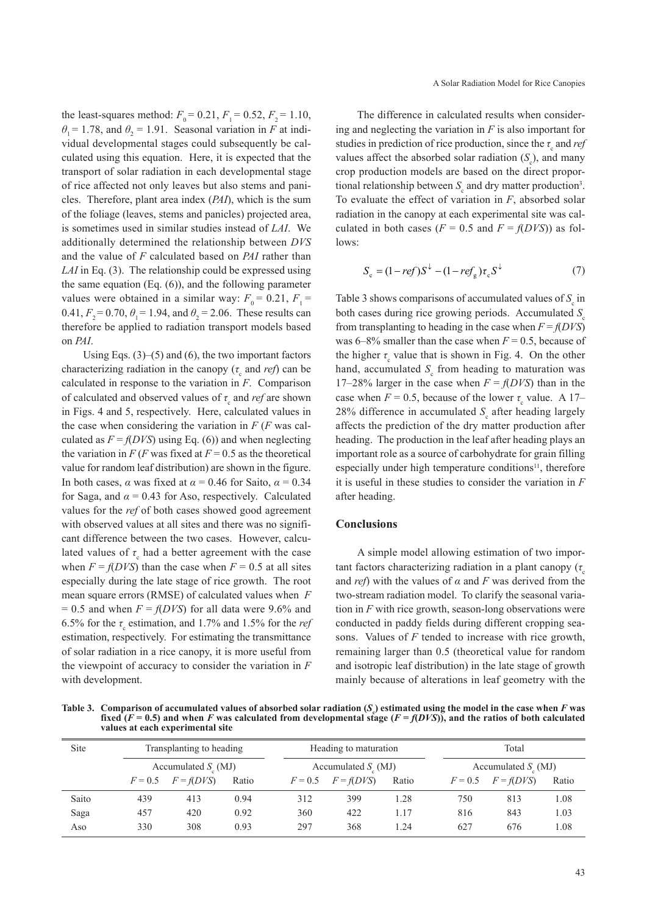the least-squares method: $F_0 = 0.21$, $F_1 = 0.52$, $F_2 = 1.10$, $\theta_1 = 1.78$, and $\theta_2 = 1.91$. Seasonal variation in $F$ at individual developmental stages could subsequently be calculated using this equation. Here, it is expected that the transport of solar radiation in each developmental stage of rice affected not only leaves but also stems and panicles. Therefore, plant area index (*PAI*), which is the sum of the foliage (leaves, stems and panicles) projected area, is sometimes used in similar studies instead of *LAI*. We additionally determined the relationship between *DVS* and the value of $F$ calculated based on *PAI* rather than *LAI* in Eq. (3). The relationship could be expressed using the same equation (Eq. (6)), and the following parameter values were obtained in a similar way: $F_0 = 0.21$, $F_1 = 0.41$, $F_2 = 0.70$, $\theta_1 = 1.94$, and $\theta_2 = 2.06$. These results can therefore be applied to radiation transport models based on *PAI*.

Using Eqs. (3)–(5) and (6), the two important factors characterizing radiation in the canopy ($\tau_c$ and *ref*) can be calculated in response to the variation in $F$. Comparison of calculated and observed values of $\tau_c$ and *ref* are shown in Figs. 4 and 5, respectively. Here, calculated values in the case when considering the variation in $F$ ($F$ was calculated as $F = f(DVS)$ using Eq. (6)) and when neglecting the variation in $F$ ($F$ was fixed at $F = 0.5$ as the theoretical value for random leaf distribution) are shown in the figure. In both cases, $\alpha$ was fixed at $\alpha = 0.46$ for Saito, $\alpha = 0.34$ for Saga, and $\alpha = 0.43$ for Aso, respectively. Calculated values for the *ref* of both cases showed good agreement with observed values at all sites and there was no significant difference between the two cases. However, calculated values of $\tau_c$ had a better agreement with the case when $F = f(DVS)$ than the case when $F = 0.5$ at all sites especially during the late stage of rice growth. The root mean square errors (RMSE) of calculated values when $F = 0.5$ and when $F = f(DVS)$ for all data were 9.6% and 6.5% for the $\tau_c$ estimation, and 1.7% and 1.5% for the *ref* estimation, respectively. For estimating the transmittance of solar radiation in a rice canopy, it is more useful from the viewpoint of accuracy to consider the variation in $F$ with development.

The difference in calculated results when considering and neglecting the variation in $F$ is also important for studies in prediction of rice production, since the $\tau_c$ and *ref* values affect the absorbed solar radiation ($S_c$), and many crop production models are based on the direct proportional relationship between $S_c$ and dry matter production[3]. To evaluate the effect of variation in $F$, absorbed solar radiation in the canopy at each experimental site was calculated in both cases ($F = 0.5$ and $F = f(DVS)$) as follows:

$$S_c = (1 - ref)S^{\downarrow} - (1 - ref_g)\tau_c S^{\downarrow} \tag{7}$$

Table 3 shows comparisons of accumulated values of $S_c$ in both cases during rice growing periods. Accumulated $S_c$ from transplanting to heading in the case when $F = f(DVS)$ was 6–8% smaller than the case when $F = 0.5$, because of the higher $\tau_c$ value that is shown in Fig. 4. On the other hand, accumulated $S_c$ from heading to maturation was 17–28% larger in the case when $F = f(DVS)$ than in the case when $F = 0.5$, because of the lower $\tau_c$ value. A 17–28% difference in accumulated $S_c$ after heading largely affects the prediction of the dry matter production after heading. The production in the leaf after heading plays an important role as a source of carbohydrate for grain filling especially under high temperature conditions[11], therefore it is useful in these studies to consider the variation in $F$ after heading.

## Conclusions

A simple model allowing estimation of two important factors characterizing radiation in a plant canopy ($\tau_c$ and *ref*) with the values of $\alpha$ and $F$ was derived from the two-stream radiation model. To clarify the seasonal variation in $F$ with rice growth, season-long observations were conducted in paddy fields during different cropping seasons. Values of $F$ tended to increase with rice growth, remaining larger than 0.5 (theoretical value for random and isotropic leaf distribution) in the late stage of growth mainly because of alterations in leaf geometry with the

**Table 3. Comparison of accumulated values of absorbed solar radiation ($S_c$) estimated using the model in the case when $F$ was fixed ($F = 0.5$) and when $F$ was calculated from developmental stage ($F = f(DVS)$), and the ratios of both calculated values at each experimental site**

| Site | Transplanting to heading | | | Heading to maturation | | | Total | | |
|---|---|---|---|---|---|---|---|---|---|
| | Accumulated $S_c$ (MJ) | | | Accumulated $S_c$ (MJ) | | | Accumulated $S_c$ (MJ) | | |
| | $F = 0.5$ | $F = f(DVS)$ | Ratio | $F = 0.5$ | $F = f(DVS)$ | Ratio | $F = 0.5$ | $F = f(DVS)$ | Ratio |
| Saito | 439 | 413 | 0.94 | 312 | 399 | 1.28 | 750 | 813 | 1.08 |
| Saga | 457 | 420 | 0.92 | 360 | 422 | 1.17 | 816 | 843 | 1.03 |
| Aso | 330 | 308 | 0.93 | 297 | 368 | 1.24 | 627 | 676 | 1.08 |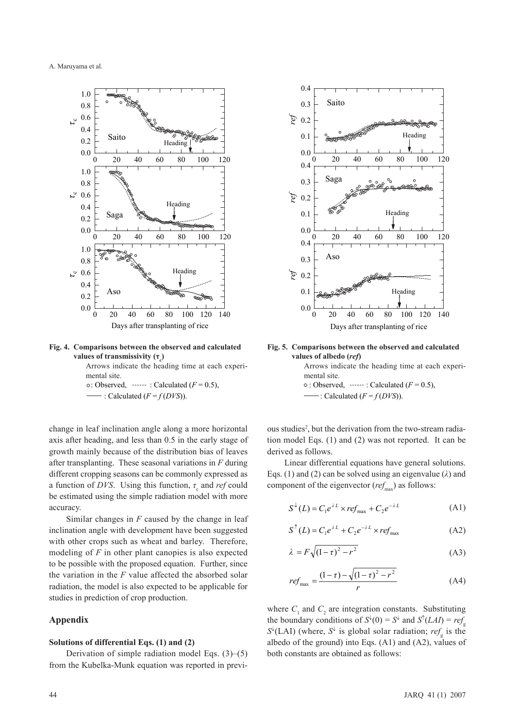**Fig. 4. Comparisons between the observed and calculated values of transmissivity ($\tau_c$)**

Arrows indicate the heading time at each experimental site.

○: Observed, ------ : Calculated ($F = 0.5$),
—— : Calculated ($F = f(DVS)$).

**Fig. 5. Comparisons between the observed and calculated values of albedo (*ref*)**

Arrows indicate the heading time at each experimental site.

○: Observed, ------ : Calculated ($F = 0.5$),
—— : Calculated ($F = f(DVS)$).

change in leaf inclination angle along a more horizontal axis after heading, and less than 0.5 in the early stage of growth mainly because of the distribution bias of leaves after transplanting. These seasonal variations in $F$ during different cropping seasons can be commonly expressed as a function of $DVS$. Using this function, $\tau_c$ and $ref$ could be estimated using the simple radiation model with more accuracy.

Similar changes in $F$ caused by the change in leaf inclination angle with development have been suggested with other crops such as wheat and barley. Therefore, modeling of $F$ in other plant canopies is also expected to be possible with the proposed equation. Further, since the variation in the $F$ value affected the absorbed solar radiation, the model is also expected to be applicable for studies in prediction of crop production.

## Appendix

### Solutions of differential Eqs. (1) and (2)

Derivation of simple radiation model Eqs. (3)–(5) from the Kubelka-Munk equation was reported in previous studies[2], but the derivation from the two-stream radiation model Eqs. (1) and (2) was not reported. It can be derived as follows.

Linear differential equations have general solutions. Eqs. (1) and (2) can be solved using an eigenvalue ($\lambda$) and component of the eigenvector ($ref_{max}$) as follows:

$$S^{\downarrow}(L) = C_1 e^{\lambda L} \times ref_{max} + C_2 e^{-\lambda L} \quad \text{(A1)}$$

$$S^{\uparrow}(L) = C_1 e^{\lambda L} + C_2 e^{-\lambda L} \times ref_{max} \quad \text{(A2)}$$

$$\lambda = F\sqrt{(1-\tau)^2 - r^2} \quad \text{(A3)}$$

$$ref_{max} = \frac{(1-\tau) - \sqrt{(1-\tau)^2 - r^2}}{r} \quad \text{(A4)}$$

where $C_1$ and $C_2$ are integration constants. Substituting the boundary conditions of $S^{\downarrow}(0) = S^{\downarrow}$ and $S^{\uparrow}(LAI) = ref_g$ $S^{\downarrow}(\text{LAI})$ (where, $S^{\downarrow}$ is global solar radiation; $ref_g$ is the albedo of the ground) into Eqs. (A1) and (A2), values of both constants are obtained as follows: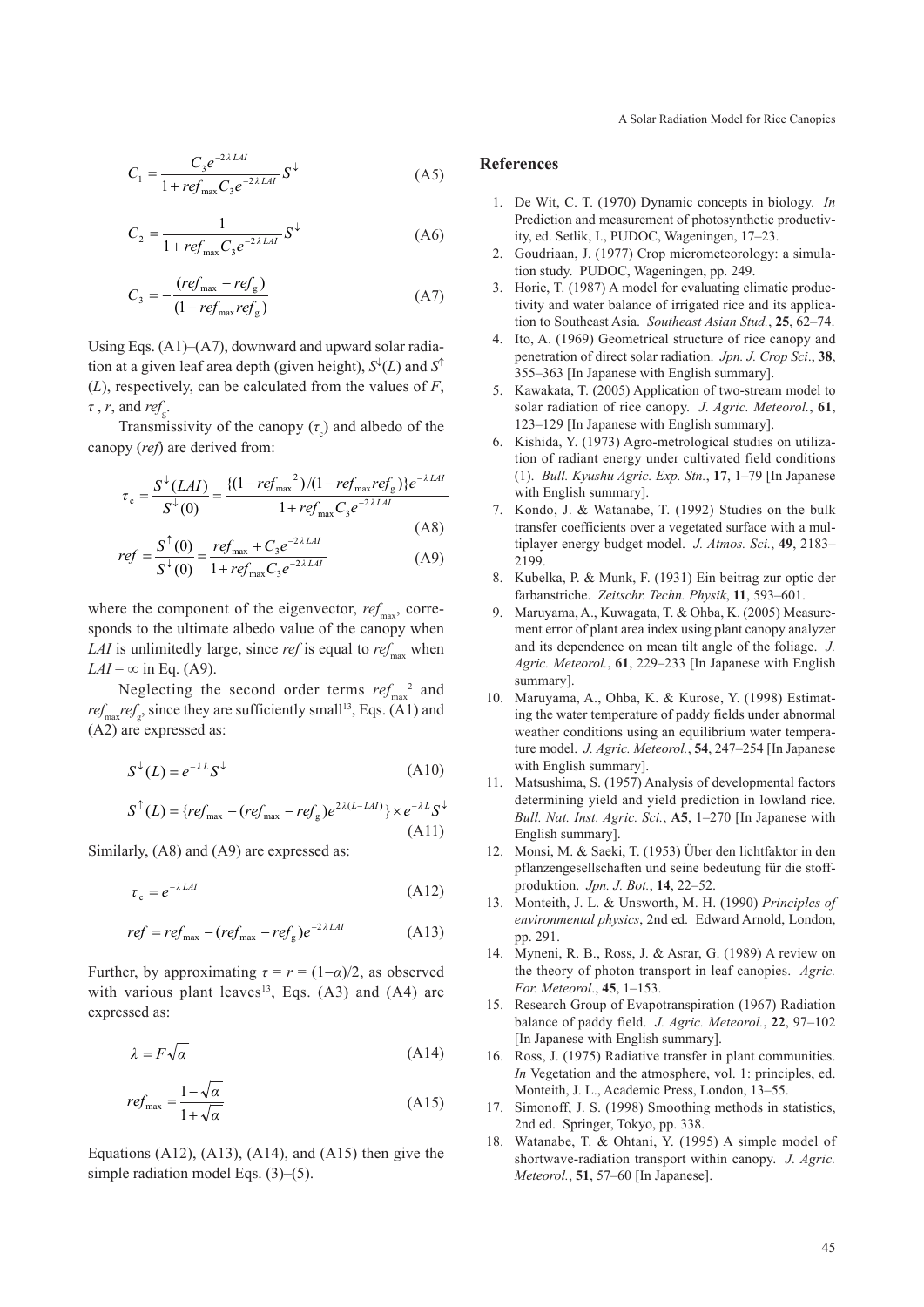$$C_1 = \frac{C_3 e^{-2\lambda LAI}}{1 + ref_{\max} C_3 e^{-2\lambda LAI}} S^{\downarrow} \tag{A5}$$

$$C_2 = \frac{1}{1 + ref_{\max} C_3 e^{-2\lambda LAI}} S^{\downarrow} \tag{A6}$$

$$C_3 = -\frac{(ref_{\max} - ref_{\mathrm{g}})}{(1 - ref_{\max} ref_{\mathrm{g}})} \tag{A7}$$

Using Eqs. (A1)–(A7), downward and upward solar radiation at a given leaf area depth (given height), $S^{\downarrow}(L)$ and $S^{\uparrow}(L)$, respectively, can be calculated from the values of $F$, $\tau$, $r$, and $ref_{\mathrm{g}}$.

Transmissivity of the canopy ($\tau_{\mathrm{c}}$) and albedo of the canopy ($ref$) are derived from:

$$\tau_{\mathrm{c}} = \frac{S^{\downarrow}(LAI)}{S^{\downarrow}(0)} = \frac{\{(1 - ref_{\max}{}^2)/(1 - ref_{\max} ref_{\mathrm{g}})\} e^{-\lambda LAI}}{1 + ref_{\max} C_3 e^{-2\lambda LAI}} \tag{A8}$$

$$ref = \frac{S^{\uparrow}(0)}{S^{\downarrow}(0)} = \frac{ref_{\max} + C_3 e^{-2\lambda LAI}}{1 + ref_{\max} C_3 e^{-2\lambda LAI}} \tag{A9}$$

where the component of the eigenvector, $ref_{\max}$, corresponds to the ultimate albedo value of the canopy when $LAI$ is unlimitedly large, since $ref$ is equal to $ref_{\max}$ when $LAI = \infty$ in Eq. (A9).

Neglecting the second order terms $ref_{\max}{}^2$ and $ref_{\max} ref_{\mathrm{g}}$, since they are sufficiently small[13], Eqs. (A1) and (A2) are expressed as:

$$S^{\downarrow}(L) = e^{-\lambda L} S^{\downarrow} \tag{A10}$$

$$S^{\uparrow}(L) = \{ref_{\max} - (ref_{\max} - ref_{\mathrm{g}}) e^{2\lambda (L - LAI)}\} \times e^{-\lambda L} S^{\downarrow} \tag{A11}$$

Similarly, (A8) and (A9) are expressed as:

$$\tau_{\mathrm{c}} = e^{-\lambda LAI} \tag{A12}$$

$$ref = ref_{\max} - (ref_{\max} - ref_{\mathrm{g}}) e^{-2\lambda LAI} \tag{A13}$$

Further, by approximating $\tau = r = (1-\alpha)/2$, as observed with various plant leaves[13], Eqs. (A3) and (A4) are expressed as:

$$\lambda = F\sqrt{\alpha} \tag{A14}$$

$$ref_{\max} = \frac{1 - \sqrt{\alpha}}{1 + \sqrt{\alpha}} \tag{A15}$$

Equations (A12), (A13), (A14), and (A15) then give the simple radiation model Eqs. (3)–(5).

## References

1. De Wit, C. T. (1970) Dynamic concepts in biology. *In* Prediction and measurement of photosynthetic productivity, ed. Setlik, I., PUDOC, Wageningen, 17–23.
2. Goudriaan, J. (1977) Crop micrometeorology: a simulation study. PUDOC, Wageningen, pp. 249.
3. Horie, T. (1987) A model for evaluating climatic productivity and water balance of irrigated rice and its application to Southeast Asia. *Southeast Asian Stud.*, **25**, 62–74.
4. Ito, A. (1969) Geometrical structure of rice canopy and penetration of direct solar radiation. *Jpn. J. Crop Sci*., **38**, 355–363 [In Japanese with English summary].
5. Kawakata, T. (2005) Application of two-stream model to solar radiation of rice canopy. *J. Agric. Meteorol.*, **61**, 123–129 [In Japanese with English summary].
6. Kishida, Y. (1973) Agro-metrological studies on utilization of radiant energy under cultivated field conditions (1). *Bull. Kyushu Agric. Exp. Stn.*, **17**, 1–79 [In Japanese with English summary].
7. Kondo, J. & Watanabe, T. (1992) Studies on the bulk transfer coefficients over a vegetated surface with a multiplayer energy budget model. *J. Atmos. Sci.*, **49**, 2183–2199.
8. Kubelka, P. & Munk, F. (1931) Ein beitrag zur optic der farbanstriche. *Zeitschr. Techn. Physik*, **11**, 593–601.
9. Maruyama, A., Kuwagata, T. & Ohba, K. (2005) Measurement error of plant area index using plant canopy analyzer and its dependence on mean tilt angle of the foliage. *J. Agric. Meteorol.*, **61**, 229–233 [In Japanese with English summary].
10. Maruyama, A., Ohba, K. & Kurose, Y. (1998) Estimating the water temperature of paddy fields under abnormal weather conditions using an equilibrium water temperature model. *J. Agric. Meteorol.*, **54**, 247–254 [In Japanese with English summary].
11. Matsushima, S. (1957) Analysis of developmental factors determining yield and yield prediction in lowland rice. *Bull. Nat. Inst. Agric. Sci.*, **A5**, 1–270 [In Japanese with English summary].
12. Monsi, M. & Saeki, T. (1953) Über den lichtfaktor in den pflanzengesellschaften und seine bedeutung für die stoffproduktion. *Jpn. J. Bot.*, **14**, 22–52.
13. Monteith, J. L. & Unsworth, M. H. (1990) *Principles of environmental physics*, 2nd ed. Edward Arnold, London, pp. 291.
14. Myneni, R. B., Ross, J. & Asrar, G. (1989) A review on the theory of photon transport in leaf canopies. *Agric. For. Meteorol*., **45**, 1–153.
15. Research Group of Evapotranspiration (1967) Radiation balance of paddy field. *J. Agric. Meteorol.*, **22**, 97–102 [In Japanese with English summary].
16. Ross, J. (1975) Radiative transfer in plant communities. *In* Vegetation and the atmosphere, vol. 1: principles, ed. Monteith, J. L., Academic Press, London, 13–55.
17. Simonoff, J. S. (1998) Smoothing methods in statistics, 2nd ed. Springer, Tokyo, pp. 338.
18. Watanabe, T. & Ohtani, Y. (1995) A simple model of shortwave-radiation transport within canopy. *J. Agric. Meteorol.*, **51**, 57–60 [In Japanese].